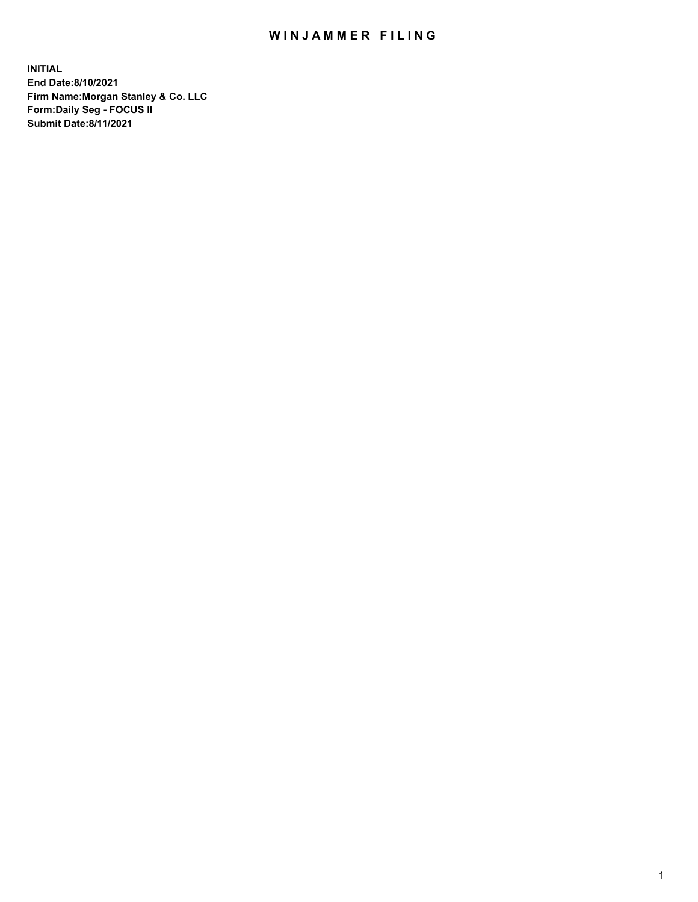# WINJAMMER FILING

**INITIAL**
**End Date:8/10/2021**
**Firm Name:Morgan Stanley & Co. LLC**
**Form:Daily Seg - FOCUS II**
**Submit Date:8/11/2021**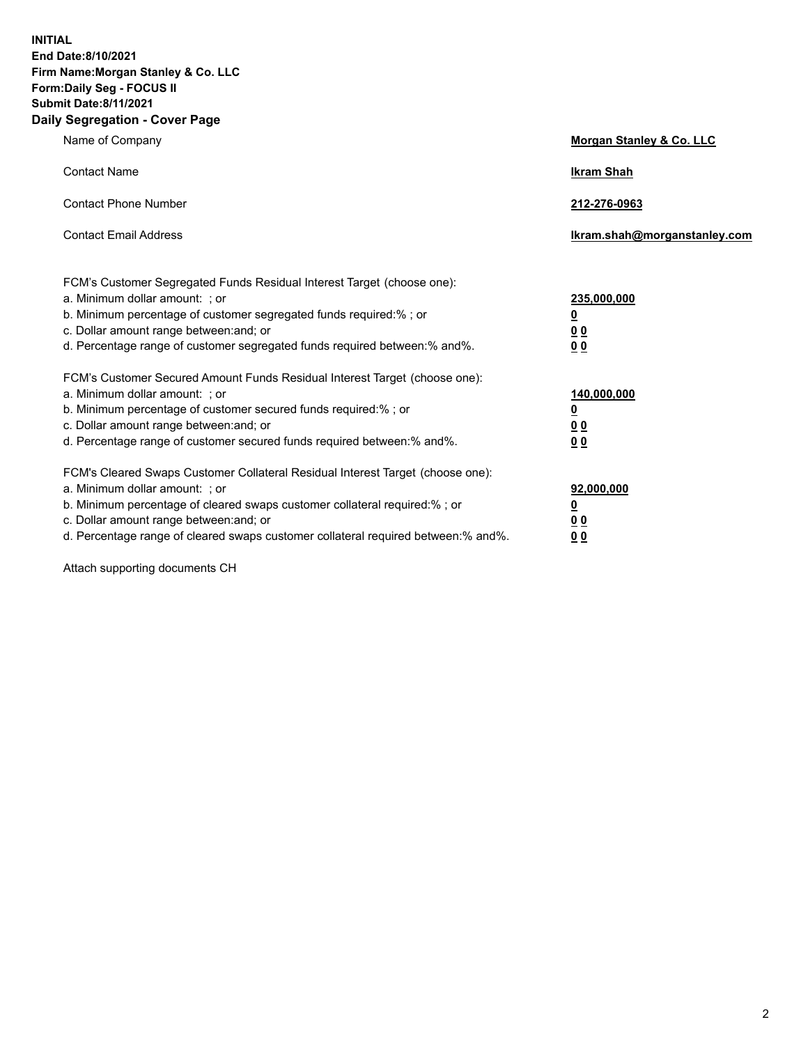**INITIAL**
**End Date:8/10/2021**
**Firm Name:Morgan Stanley & Co. LLC**
**Form:Daily Seg - FOCUS II**
**Submit Date:8/11/2021**

## Daily Segregation - Cover Page

| | |
|---|---|
| Name of Company | **Morgan Stanley & Co. LLC** |
| Contact Name | **Ikram Shah** |
| Contact Phone Number | **212-276-0963** |
| Contact Email Address | **Ikram.shah@morganstanley.com** |

| | |
|---|---|
| FCM's Customer Segregated Funds Residual Interest Target (choose one): | |
| a. Minimum dollar amount: ; or | **235,000,000** |
| b. Minimum percentage of customer segregated funds required:% ; or | **0** |
| c. Dollar amount range between:and; or | **0 0** |
| d. Percentage range of customer segregated funds required between:% and%. | **0 0** |
| FCM's Customer Secured Amount Funds Residual Interest Target (choose one): | |
| a. Minimum dollar amount: ; or | **140,000,000** |
| b. Minimum percentage of customer secured funds required:% ; or | **0** |
| c. Dollar amount range between:and; or | **0 0** |
| d. Percentage range of customer secured funds required between:% and%. | **0 0** |
| FCM's Cleared Swaps Customer Collateral Residual Interest Target (choose one): | |
| a. Minimum dollar amount: ; or | **92,000,000** |
| b. Minimum percentage of cleared swaps customer collateral required:% ; or | **0** |
| c. Dollar amount range between:and; or | **0 0** |
| d. Percentage range of cleared swaps customer collateral required between:% and%. | **0 0** |

Attach supporting documents CH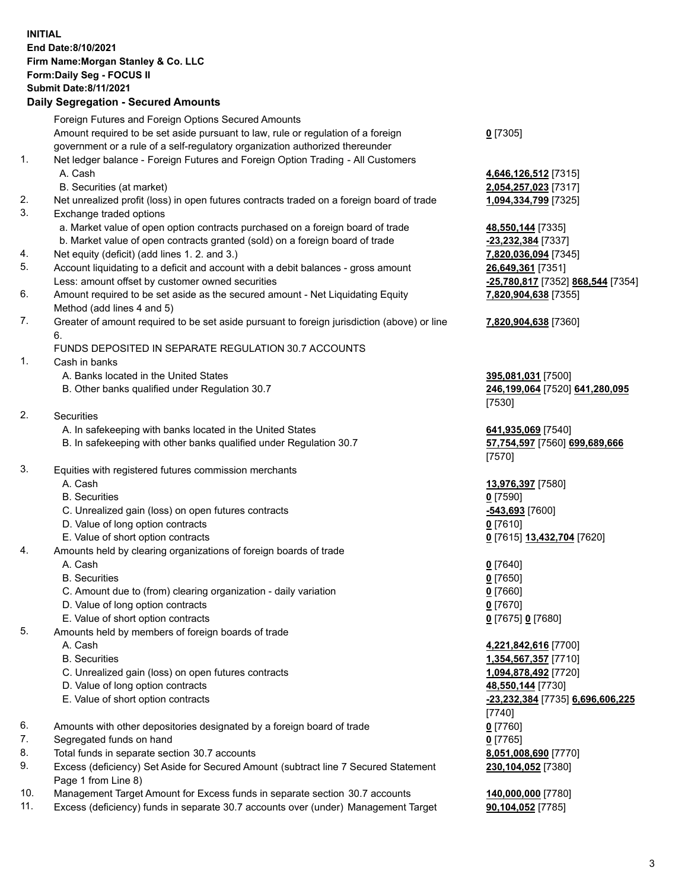**INITIAL**
**End Date:8/10/2021**
**Firm Name:Morgan Stanley & Co. LLC**
**Form:Daily Seg - FOCUS II**
**Submit Date:8/11/2021**

## Daily Segregation - Secured Amounts

| | | |
|---|---|---|
| | Foreign Futures and Foreign Options Secured Amounts | |
| | Amount required to be set aside pursuant to law, rule or regulation of a foreign government or a rule of a self-regulatory organization authorized thereunder | **0** [7305] |
| 1. | Net ledger balance - Foreign Futures and Foreign Option Trading - All Customers | |
| | A. Cash | **4,646,126,512** [7315] |
| | B. Securities (at market) | **2,054,257,023** [7317] |
| 2. | Net unrealized profit (loss) in open futures contracts traded on a foreign board of trade | **1,094,334,799** [7325] |
| 3. | Exchange traded options | |
| | a. Market value of open option contracts purchased on a foreign board of trade | **48,550,144** [7335] |
| | b. Market value of open contracts granted (sold) on a foreign board of trade | **-23,232,384** [7337] |
| 4. | Net equity (deficit) (add lines 1. 2. and 3.) | **7,820,036,094** [7345] |
| 5. | Account liquidating to a deficit and account with a debit balances - gross amount | **26,649,361** [7351] |
| | Less: amount offset by customer owned securities | **-25,780,817** [7352] **868,544** [7354] |
| 6. | Amount required to be set aside as the secured amount - Net Liquidating Equity Method (add lines 4 and 5) | **7,820,904,638** [7355] |
| 7. | Greater of amount required to be set aside pursuant to foreign jurisdiction (above) or line 6. | **7,820,904,638** [7360] |
| | FUNDS DEPOSITED IN SEPARATE REGULATION 30.7 ACCOUNTS | |
| 1. | Cash in banks | |
| | A. Banks located in the United States | **395,081,031** [7500] |
| | B. Other banks qualified under Regulation 30.7 | **246,199,064** [7520] **641,280,095** [7530] |
| 2. | Securities | |
| | A. In safekeeping with banks located in the United States | **641,935,069** [7540] |
| | B. In safekeeping with other banks qualified under Regulation 30.7 | **57,754,597** [7560] **699,689,666** [7570] |
| 3. | Equities with registered futures commission merchants | |
| | A. Cash | **13,976,397** [7580] |
| | B. Securities | **0** [7590] |
| | C. Unrealized gain (loss) on open futures contracts | **-543,693** [7600] |
| | D. Value of long option contracts | **0** [7610] |
| | E. Value of short option contracts | **0** [7615] **13,432,704** [7620] |
| 4. | Amounts held by clearing organizations of foreign boards of trade | |
| | A. Cash | **0** [7640] |
| | B. Securities | **0** [7650] |
| | C. Amount due to (from) clearing organization - daily variation | **0** [7660] |
| | D. Value of long option contracts | **0** [7670] |
| | E. Value of short option contracts | **0** [7675] **0** [7680] |
| 5. | Amounts held by members of foreign boards of trade | |
| | A. Cash | **4,221,842,616** [7700] |
| | B. Securities | **1,354,567,357** [7710] |
| | C. Unrealized gain (loss) on open futures contracts | **1,094,878,492** [7720] |
| | D. Value of long option contracts | **48,550,144** [7730] |
| | E. Value of short option contracts | **-23,232,384** [7735] **6,696,606,225** [7740] |
| 6. | Amounts with other depositories designated by a foreign board of trade | **0** [7760] |
| 7. | Segregated funds on hand | **0** [7765] |
| 8. | Total funds in separate section 30.7 accounts | **8,051,008,690** [7770] |
| 9. | Excess (deficiency) Set Aside for Secured Amount (subtract line 7 Secured Statement Page 1 from Line 8) | **230,104,052** [7380] |
| 10. | Management Target Amount for Excess funds in separate section 30.7 accounts | **140,000,000** [7780] |
| 11. | Excess (deficiency) funds in separate 30.7 accounts over (under) Management Target | **90,104,052** [7785] |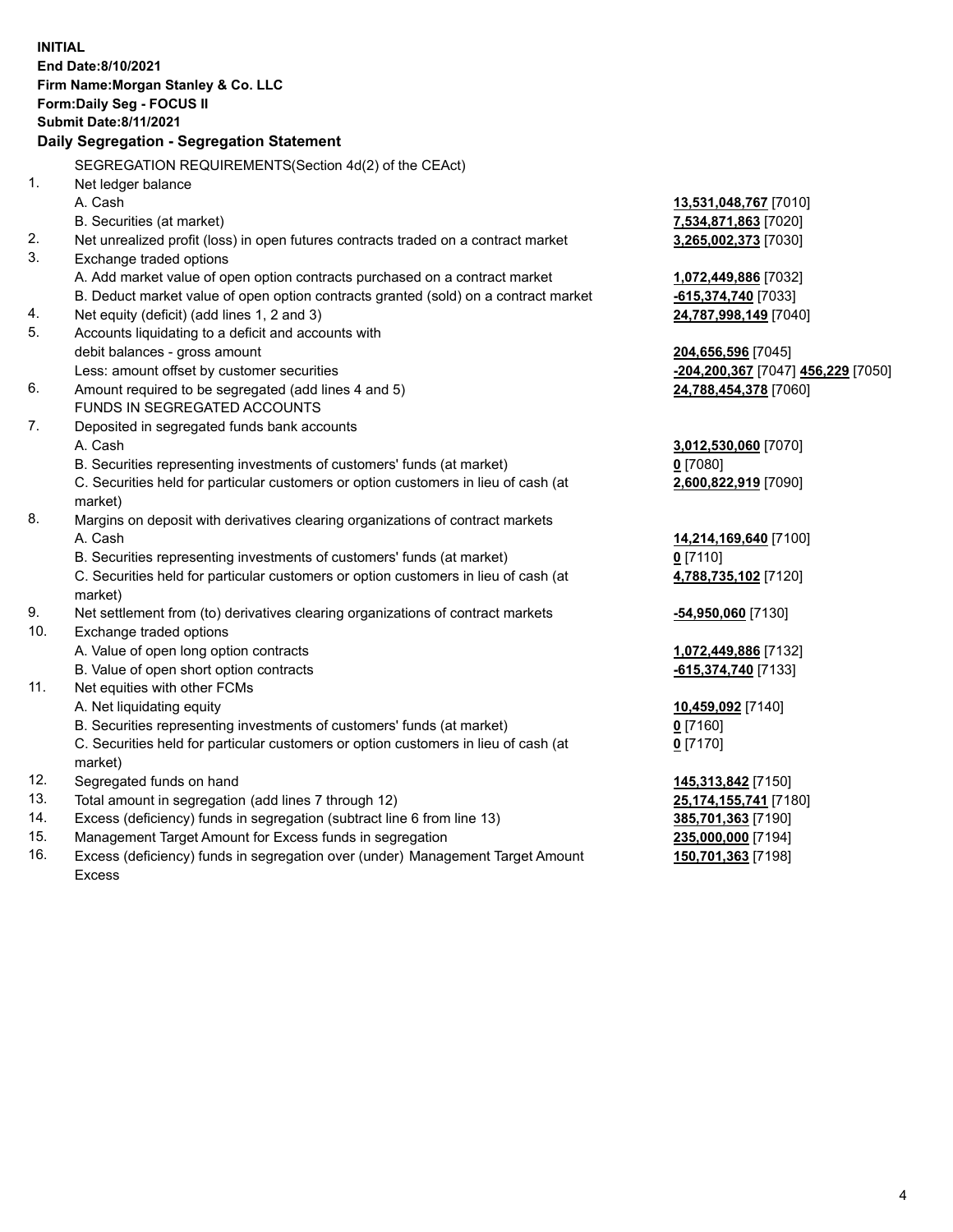**INITIAL**
**End Date:8/10/2021**
**Firm Name:Morgan Stanley & Co. LLC**
**Form:Daily Seg - FOCUS II**
**Submit Date:8/11/2021**

## Daily Segregation - Segregation Statement

SEGREGATION REQUIREMENTS(Section 4d(2) of the CEAct)

| | | |
|---|---|---|
| 1. | Net ledger balance | |
| | A. Cash | **13,531,048,767** [7010] |
| | B. Securities (at market) | **7,534,871,863** [7020] |
| 2. | Net unrealized profit (loss) in open futures contracts traded on a contract market | **3,265,002,373** [7030] |
| 3. | Exchange traded options | |
| | A. Add market value of open option contracts purchased on a contract market | **1,072,449,886** [7032] |
| | B. Deduct market value of open option contracts granted (sold) on a contract market | **-615,374,740** [7033] |
| 4. | Net equity (deficit) (add lines 1, 2 and 3) | **24,787,998,149** [7040] |
| 5. | Accounts liquidating to a deficit and accounts with | |
| | debit balances - gross amount | **204,656,596** [7045] |
| | Less: amount offset by customer securities | **-204,200,367** [7047] **456,229** [7050] |
| 6. | Amount required to be segregated (add lines 4 and 5) | **24,788,454,378** [7060] |
| | FUNDS IN SEGREGATED ACCOUNTS | |
| 7. | Deposited in segregated funds bank accounts | |
| | A. Cash | **3,012,530,060** [7070] |
| | B. Securities representing investments of customers' funds (at market) | **0** [7080] |
| | C. Securities held for particular customers or option customers in lieu of cash (at market) | **2,600,822,919** [7090] |
| 8. | Margins on deposit with derivatives clearing organizations of contract markets | |
| | A. Cash | **14,214,169,640** [7100] |
| | B. Securities representing investments of customers' funds (at market) | **0** [7110] |
| | C. Securities held for particular customers or option customers in lieu of cash (at market) | **4,788,735,102** [7120] |
| 9. | Net settlement from (to) derivatives clearing organizations of contract markets | **-54,950,060** [7130] |
| 10. | Exchange traded options | |
| | A. Value of open long option contracts | **1,072,449,886** [7132] |
| | B. Value of open short option contracts | **-615,374,740** [7133] |
| 11. | Net equities with other FCMs | |
| | A. Net liquidating equity | **10,459,092** [7140] |
| | B. Securities representing investments of customers' funds (at market) | **0** [7160] |
| | C. Securities held for particular customers or option customers in lieu of cash (at market) | **0** [7170] |
| 12. | Segregated funds on hand | **145,313,842** [7150] |
| 13. | Total amount in segregation (add lines 7 through 12) | **25,174,155,741** [7180] |
| 14. | Excess (deficiency) funds in segregation (subtract line 6 from line 13) | **385,701,363** [7190] |
| 15. | Management Target Amount for Excess funds in segregation | **235,000,000** [7194] |
| 16. | Excess (deficiency) funds in segregation over (under) Management Target Amount Excess | **150,701,363** [7198] |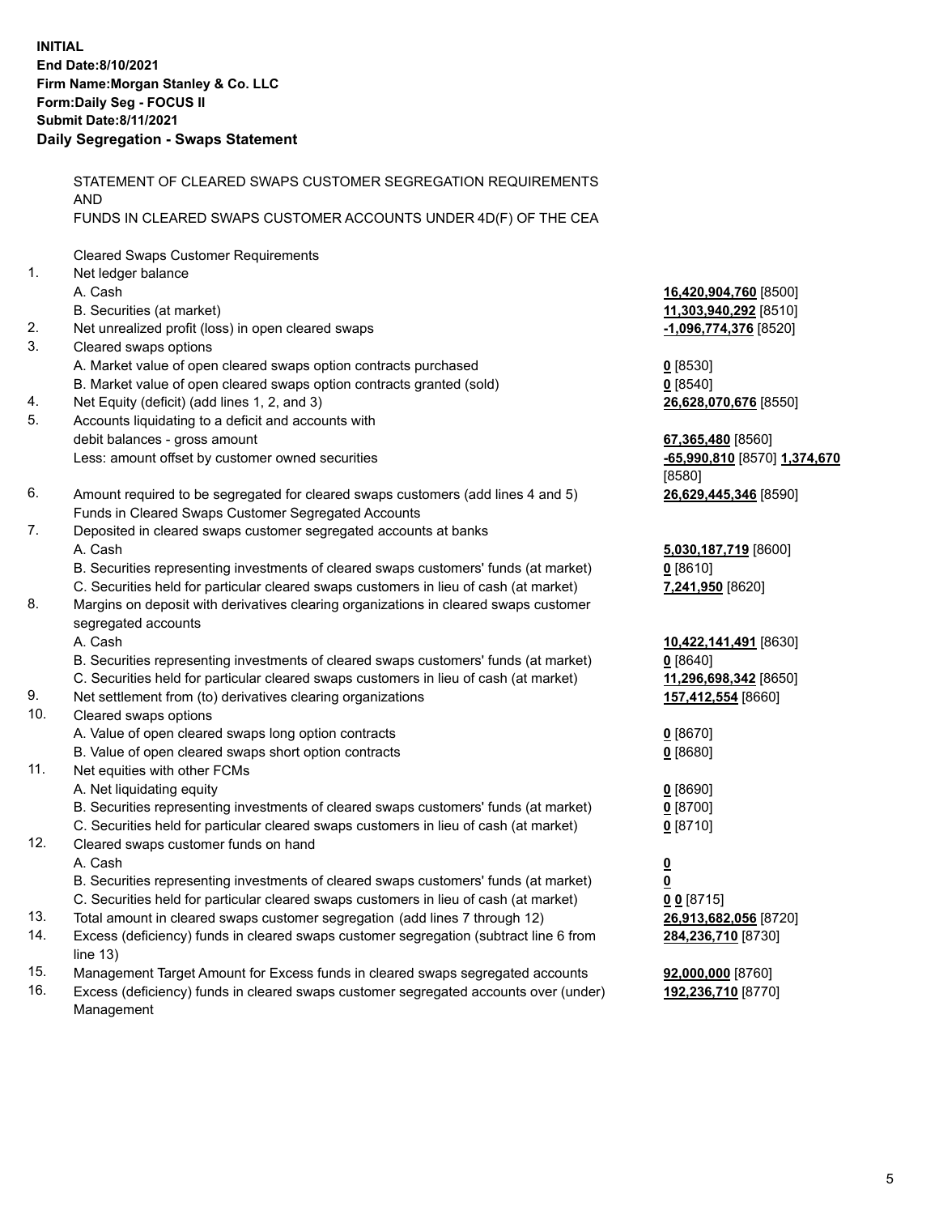**INITIAL**
**End Date:8/10/2021**
**Firm Name:Morgan Stanley & Co. LLC**
**Form:Daily Seg - FOCUS II**
**Submit Date:8/11/2021**
**Daily Segregation - Swaps Statement**

STATEMENT OF CLEARED SWAPS CUSTOMER SEGREGATION REQUIREMENTS AND FUNDS IN CLEARED SWAPS CUSTOMER ACCOUNTS UNDER 4D(F) OF THE CEA

| | | |
|---|---|---|
| | Cleared Swaps Customer Requirements | |
| 1. | Net ledger balance | |
| | A. Cash | **16,420,904,760** [8500] |
| | B. Securities (at market) | **11,303,940,292** [8510] |
| 2. | Net unrealized profit (loss) in open cleared swaps | **-1,096,774,376** [8520] |
| 3. | Cleared swaps options | |
| | A. Market value of open cleared swaps option contracts purchased | **0** [8530] |
| | B. Market value of open cleared swaps option contracts granted (sold) | **0** [8540] |
| 4. | Net Equity (deficit) (add lines 1, 2, and 3) | **26,628,070,676** [8550] |
| 5. | Accounts liquidating to a deficit and accounts with debit balances - gross amount | **67,365,480** [8560] |
| | Less: amount offset by customer owned securities | **-65,990,810** [8570] **1,374,670** [8580] |
| 6. | Amount required to be segregated for cleared swaps customers (add lines 4 and 5) | **26,629,445,346** [8590] |
| | Funds in Cleared Swaps Customer Segregated Accounts | |
| 7. | Deposited in cleared swaps customer segregated accounts at banks | |
| | A. Cash | **5,030,187,719** [8600] |
| | B. Securities representing investments of cleared swaps customers' funds (at market) | **0** [8610] |
| | C. Securities held for particular cleared swaps customers in lieu of cash (at market) | **7,241,950** [8620] |
| 8. | Margins on deposit with derivatives clearing organizations in cleared swaps customer segregated accounts | |
| | A. Cash | **10,422,141,491** [8630] |
| | B. Securities representing investments of cleared swaps customers' funds (at market) | **0** [8640] |
| | C. Securities held for particular cleared swaps customers in lieu of cash (at market) | **11,296,698,342** [8650] |
| 9. | Net settlement from (to) derivatives clearing organizations | **157,412,554** [8660] |
| 10. | Cleared swaps options | |
| | A. Value of open cleared swaps long option contracts | **0** [8670] |
| | B. Value of open cleared swaps short option contracts | **0** [8680] |
| 11. | Net equities with other FCMs | |
| | A. Net liquidating equity | **0** [8690] |
| | B. Securities representing investments of cleared swaps customers' funds (at market) | **0** [8700] |
| | C. Securities held for particular cleared swaps customers in lieu of cash (at market) | **0** [8710] |
| 12. | Cleared swaps customer funds on hand | |
| | A. Cash | **0** |
| | B. Securities representing investments of cleared swaps customers' funds (at market) | **0** |
| | C. Securities held for particular cleared swaps customers in lieu of cash (at market) | **0** **0** [8715] |
| 13. | Total amount in cleared swaps customer segregation (add lines 7 through 12) | **26,913,682,056** [8720] |
| 14. | Excess (deficiency) funds in cleared swaps customer segregation (subtract line 6 from line 13) | **284,236,710** [8730] |
| 15. | Management Target Amount for Excess funds in cleared swaps segregated accounts | **92,000,000** [8760] |
| 16. | Excess (deficiency) funds in cleared swaps customer segregated accounts over (under) Management | **192,236,710** [8770] |